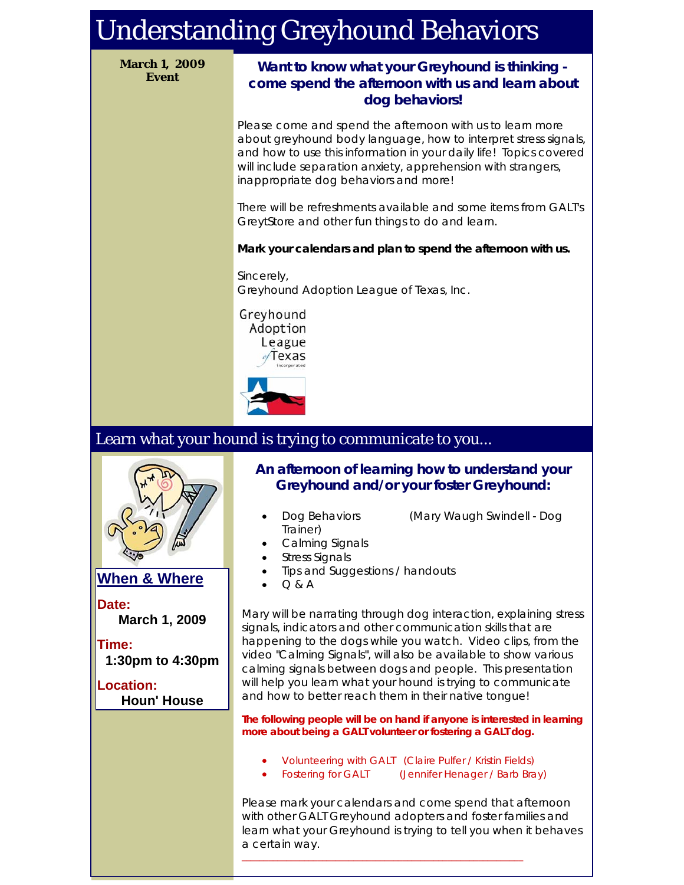# Understanding Greyhound Behaviors

**March 1, 2009 Event**

### Want to know what your Greyhound is thinking - come spend the afternoon with us and learn about dog behaviors!

Please come and spend the afternoon with us to learn more about greyhound body language, how to interpret stress signals, and how to use this information in your daily life! Topics covered will include separation anxiety, apprehension with strangers, inappropriate dog behaviors and more!

There will be refreshments available and some items from GALT's GreytStore and other fun things to do and learn.

**Mark your calendars and plan to spend the afternoon with us.**

Sincerely,
Greyhound Adoption League of Texas, Inc.

Greyhound Adoption League of Texas Incorporated

## Learn what your hound is trying to communicate to you...

### When & Where

**Date:**
**March 1, 2009**

**Time:**
**1:30pm to 4:30pm**

**Location:**
**Houn' House**

### An afternoon of learning how to understand your Greyhound and/or your foster Greyhound:

- Dog Behaviors (Mary Waugh Swindell - Dog Trainer)
- Calming Signals
- Stress Signals
- Tips and Suggestions / handouts
- Q & A

Mary will be narrating through dog interaction, explaining stress signals, indicators and other communication skills that are happening to the dogs while you watch. Video clips, from the video "Calming Signals", will also be available to show various calming signals between dogs and people. This presentation will help you learn what your hound is trying to communicate and how to better reach them in their native tongue!

**The following people will be on hand if anyone is interested in learning more about being a GALT volunteer or fostering a GALT dog.**

- Volunteering with GALT (Claire Pulfer / Kristin Fields)
- Fostering for GALT (Jennifer Henager / Barb Bray)

Please mark your calendars and come spend that afternoon with other GALT Greyhound adopters and foster families and learn what your Greyhound is trying to tell you when it behaves a certain way.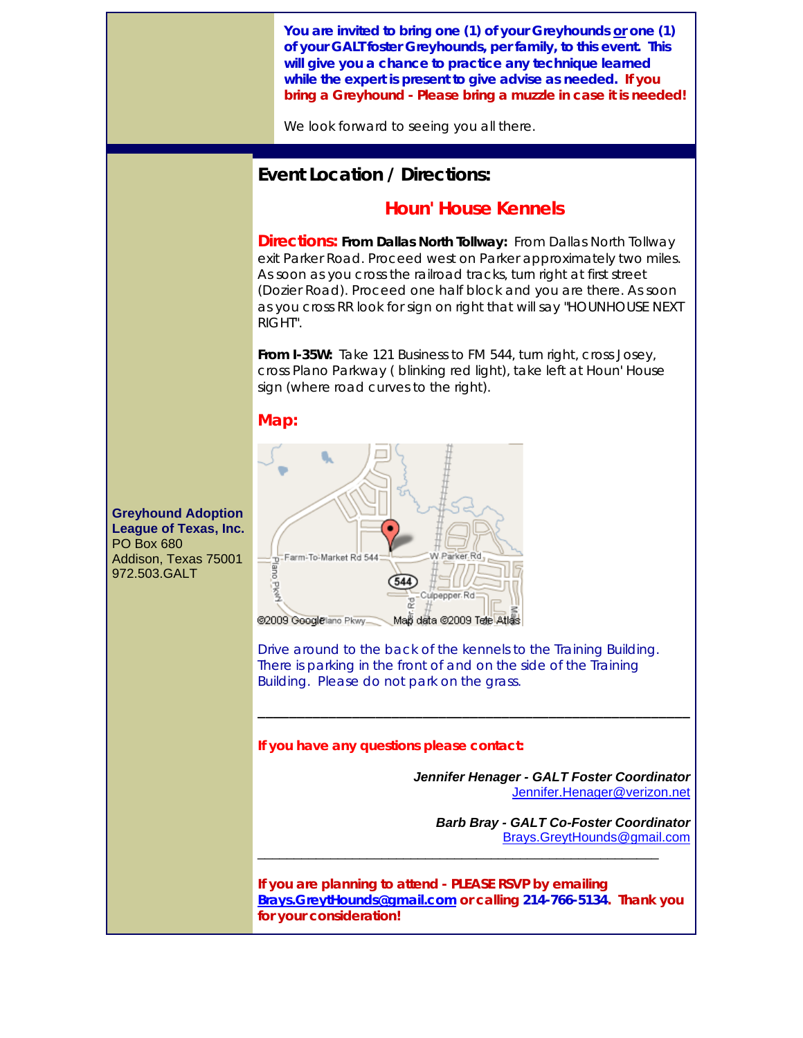**You are invited to bring one (1) of your Greyhounds <u>or</u> one (1) of your GALT foster Greyhounds, per family, to this event. This will give you a chance to practice any technique learned while the expert is present to give advise as needed. If you bring a Greyhound - Please bring a muzzle in case it is needed!**

We look forward to seeing you all there.

## Event Location / Directions:

### Houn' House Kennels

**Directions:** **From Dallas North Tollway:** From Dallas North Tollway exit Parker Road. Proceed west on Parker approximately two miles. As soon as you cross the railroad tracks, turn right at first street (Dozier Road). Proceed one half block and you are there. As soon as you cross RR look for sign on right that will say "HOUNHOUSE NEXT RIGHT".

**From I-35W:** Take 121 Business to FM 544, turn right, cross Josey, cross Plano Parkway ( blinking red light), take left at Houn' House sign (where road curves to the right).

**Map:**

Farm-To-Market Rd 544
W Parker Rd
544
Culpepper Rd
Plano Pkwy
©2009 Google
Map data ©2009 Tele Atlas

Drive around to the back of the kennels to the Training Building. There is parking in the front of and on the side of the Training Building. Please do not park on the grass.

---

**If you have any questions please contact:**

***Jennifer Henager - GALT Foster Coordinator***
Jennifer.Henager@verizon.net

***Barb Bray - GALT Co-Foster Coordinator***
Brays.GreytHounds@gmail.com

---

**If you are planning to attend - PLEASE RSVP by emailing Brays.GreytHounds@gmail.com or calling 214-766-5134. Thank you for your consideration!**

**Greyhound Adoption League of Texas, Inc.**
PO Box 680
Addison, Texas 75001
972.503.GALT